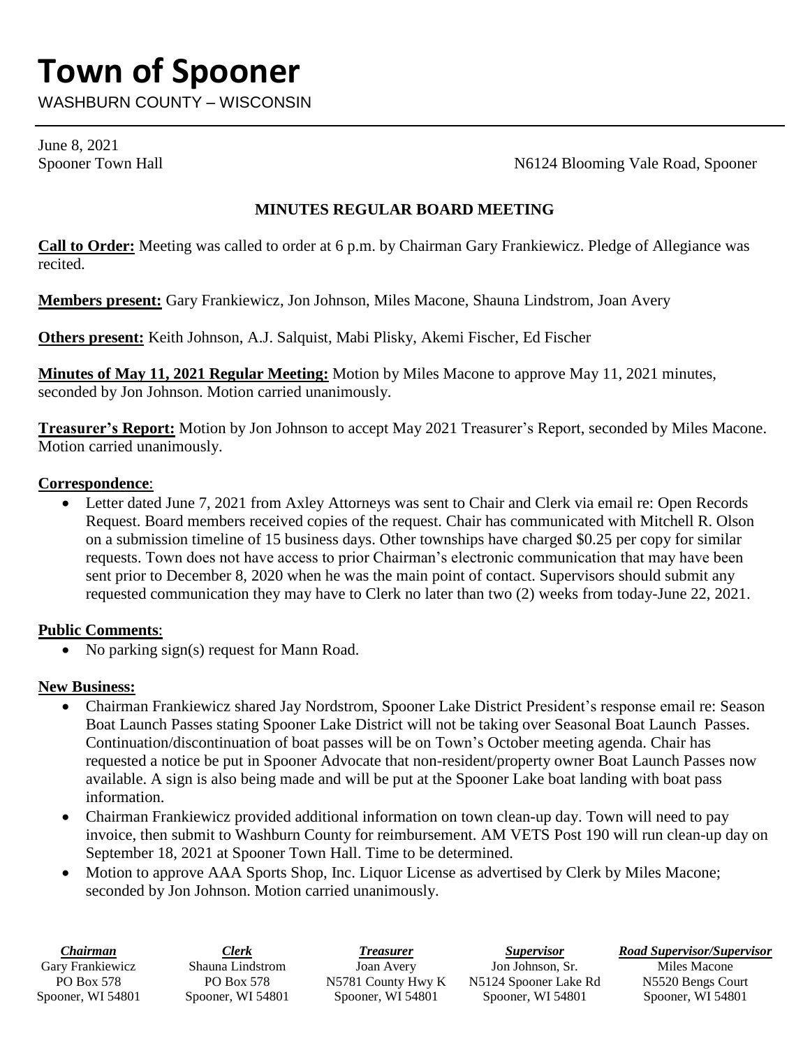# Town of Spooner

WASHBURN COUNTY – WISCONSIN

June 8, 2021
Spooner Town Hall N6124 Blooming Vale Road, Spooner

## MINUTES REGULAR BOARD MEETING

**Call to Order:** Meeting was called to order at 6 p.m. by Chairman Gary Frankiewicz. Pledge of Allegiance was recited.

**Members present:** Gary Frankiewicz, Jon Johnson, Miles Macone, Shauna Lindstrom, Joan Avery

**Others present:** Keith Johnson, A.J. Salquist, Mabi Plisky, Akemi Fischer, Ed Fischer

**Minutes of May 11, 2021 Regular Meeting:** Motion by Miles Macone to approve May 11, 2021 minutes, seconded by Jon Johnson. Motion carried unanimously.

**Treasurer's Report:** Motion by Jon Johnson to accept May 2021 Treasurer's Report, seconded by Miles Macone. Motion carried unanimously.

**Correspondence**:

- Letter dated June 7, 2021 from Axley Attorneys was sent to Chair and Clerk via email re: Open Records Request. Board members received copies of the request. Chair has communicated with Mitchell R. Olson on a submission timeline of 15 business days. Other townships have charged $0.25 per copy for similar requests. Town does not have access to prior Chairman's electronic communication that may have been sent prior to December 8, 2020 when he was the main point of contact. Supervisors should submit any requested communication they may have to Clerk no later than two (2) weeks from today-June 22, 2021.

**Public Comments**:

- No parking sign(s) request for Mann Road.

**New Business:**

- Chairman Frankiewicz shared Jay Nordstrom, Spooner Lake District President's response email re: Season Boat Launch Passes stating Spooner Lake District will not be taking over Seasonal Boat Launch Passes. Continuation/discontinuation of boat passes will be on Town's October meeting agenda. Chair has requested a notice be put in Spooner Advocate that non-resident/property owner Boat Launch Passes now available. A sign is also being made and will be put at the Spooner Lake boat landing with boat pass information.
- Chairman Frankiewicz provided additional information on town clean-up day. Town will need to pay invoice, then submit to Washburn County for reimbursement. AM VETS Post 190 will run clean-up day on September 18, 2021 at Spooner Town Hall. Time to be determined.
- Motion to approve AAA Sports Shop, Inc. Liquor License as advertised by Clerk by Miles Macone; seconded by Jon Johnson. Motion carried unanimously.

| ***Chairman*** | ***Clerk*** | ***Treasurer*** | ***Supervisor*** | ***Road Supervisor/Supervisor*** |
|---|---|---|---|---|
| Gary Frankiewicz | Shauna Lindstrom | Joan Avery | Jon Johnson, Sr. | Miles Macone |
| PO Box 578 | PO Box 578 | N5781 County Hwy K | N5124 Spooner Lake Rd | N5520 Bengs Court |
| Spooner, WI 54801 | Spooner, WI 54801 | Spooner, WI 54801 | Spooner, WI 54801 | Spooner, WI 54801 |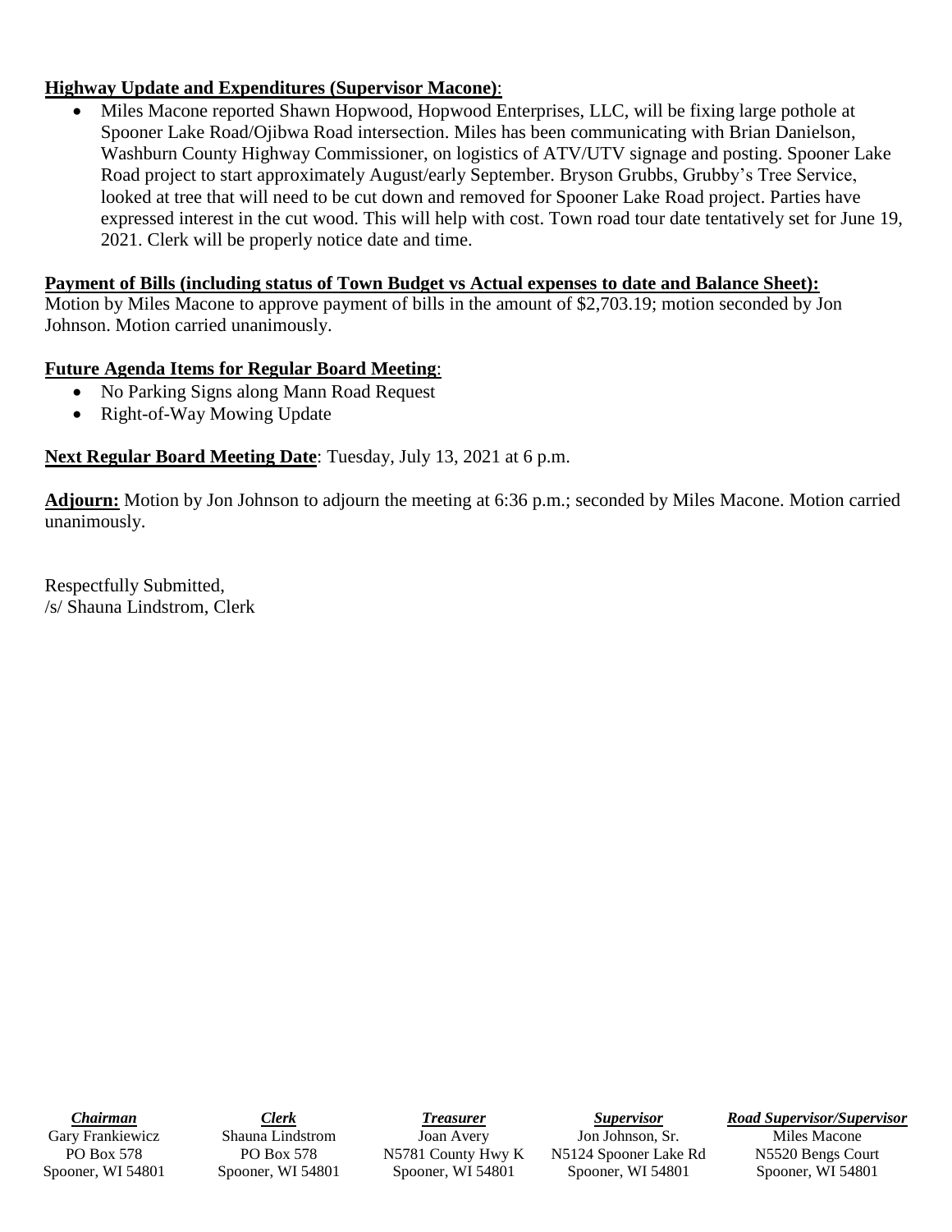**Highway Update and Expenditures (Supervisor Macone)**:

- Miles Macone reported Shawn Hopwood, Hopwood Enterprises, LLC, will be fixing large pothole at Spooner Lake Road/Ojibwa Road intersection. Miles has been communicating with Brian Danielson, Washburn County Highway Commissioner, on logistics of ATV/UTV signage and posting. Spooner Lake Road project to start approximately August/early September. Bryson Grubbs, Grubby's Tree Service, looked at tree that will need to be cut down and removed for Spooner Lake Road project. Parties have expressed interest in the cut wood. This will help with cost. Town road tour date tentatively set for June 19, 2021. Clerk will be properly notice date and time.

**Payment of Bills (including status of Town Budget vs Actual expenses to date and Balance Sheet):**
Motion by Miles Macone to approve payment of bills in the amount of $2,703.19; motion seconded by Jon Johnson. Motion carried unanimously.

**Future Agenda Items for Regular Board Meeting**:

- No Parking Signs along Mann Road Request
- Right-of-Way Mowing Update

**Next Regular Board Meeting Date**: Tuesday, July 13, 2021 at 6 p.m.

**Adjourn:** Motion by Jon Johnson to adjourn the meeting at 6:36 p.m.; seconded by Miles Macone. Motion carried unanimously.

Respectfully Submitted,
/s/ Shauna Lindstrom, Clerk

| ***Chairman*** | ***Clerk*** | ***Treasurer*** | ***Supervisor*** | ***Road Supervisor/Supervisor*** |
|---|---|---|---|---|
| Gary Frankiewicz | Shauna Lindstrom | Joan Avery | Jon Johnson, Sr. | Miles Macone |
| PO Box 578 | PO Box 578 | N5781 County Hwy K | N5124 Spooner Lake Rd | N5520 Bengs Court |
| Spooner, WI 54801 | Spooner, WI 54801 | Spooner, WI 54801 | Spooner, WI 54801 | Spooner, WI 54801 |